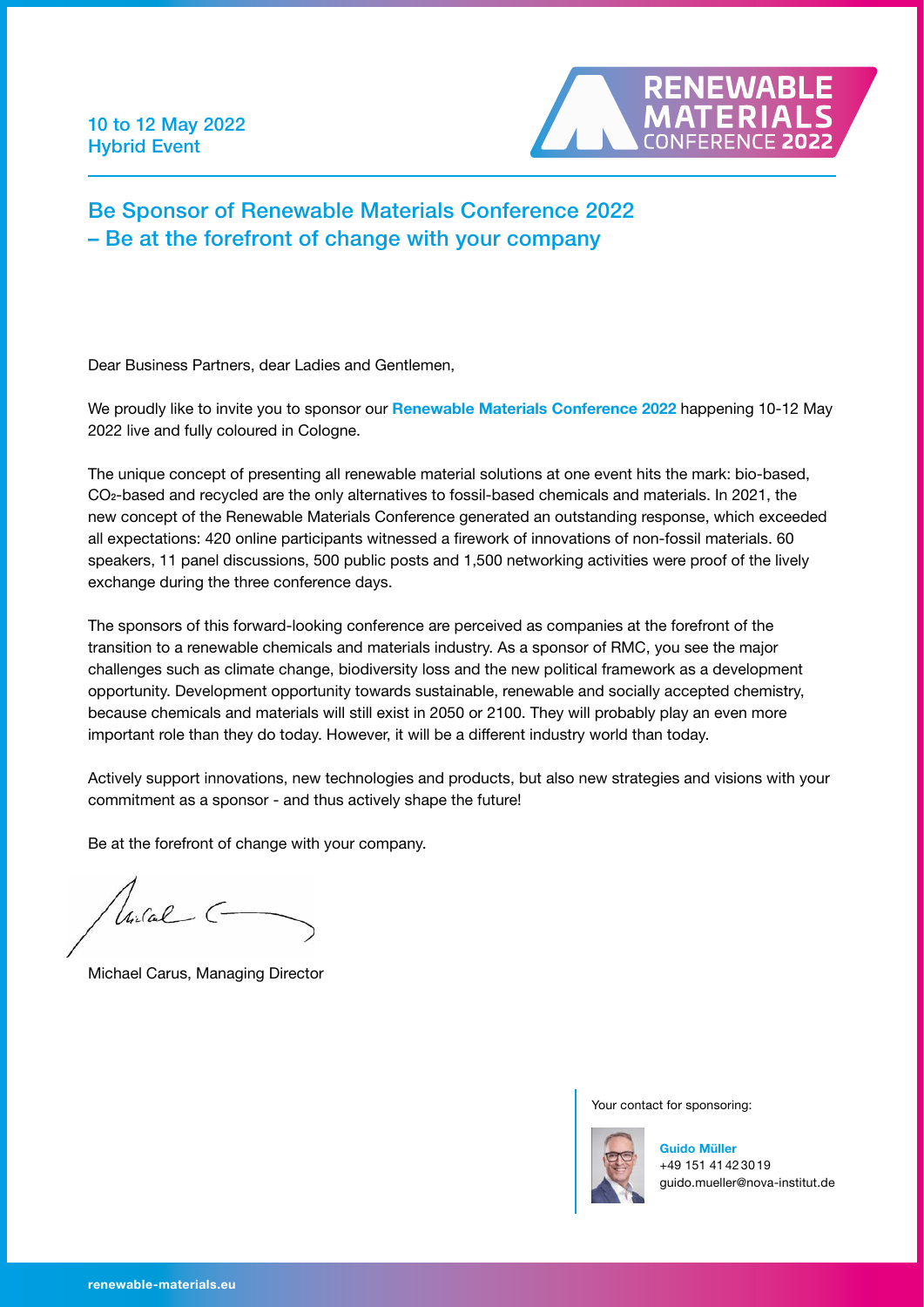10 to 12 May 2022
Hybrid Event

RENEWABLE MATERIALS CONFERENCE 2022

## Be Sponsor of Renewable Materials Conference 2022 – Be at the forefront of change with your company

Dear Business Partners, dear Ladies and Gentlemen,

We proudly like to invite you to sponsor our **Renewable Materials Conference 2022** happening 10-12 May 2022 live and fully coloured in Cologne.

The unique concept of presenting all renewable material solutions at one event hits the mark: bio-based, $CO_2$-based and recycled are the only alternatives to fossil-based chemicals and materials. In 2021, the new concept of the Renewable Materials Conference generated an outstanding response, which exceeded all expectations: 420 online participants witnessed a firework of innovations of non-fossil materials. 60 speakers, 11 panel discussions, 500 public posts and 1,500 networking activities were proof of the lively exchange during the three conference days.

The sponsors of this forward-looking conference are perceived as companies at the forefront of the transition to a renewable chemicals and materials industry. As a sponsor of RMC, you see the major challenges such as climate change, biodiversity loss and the new political framework as a development opportunity. Development opportunity towards sustainable, renewable and socially accepted chemistry, because chemicals and materials will still exist in 2050 or 2100. They will probably play an even more important role than they do today. However, it will be a different industry world than today.

Actively support innovations, new technologies and products, but also new strategies and visions with your commitment as a sponsor - and thus actively shape the future!

Be at the forefront of change with your company.

Michael Carus, Managing Director

Your contact for sponsoring:

**Guido Müller**
+49 151 41 42 30 19
guido.mueller@nova-institut.de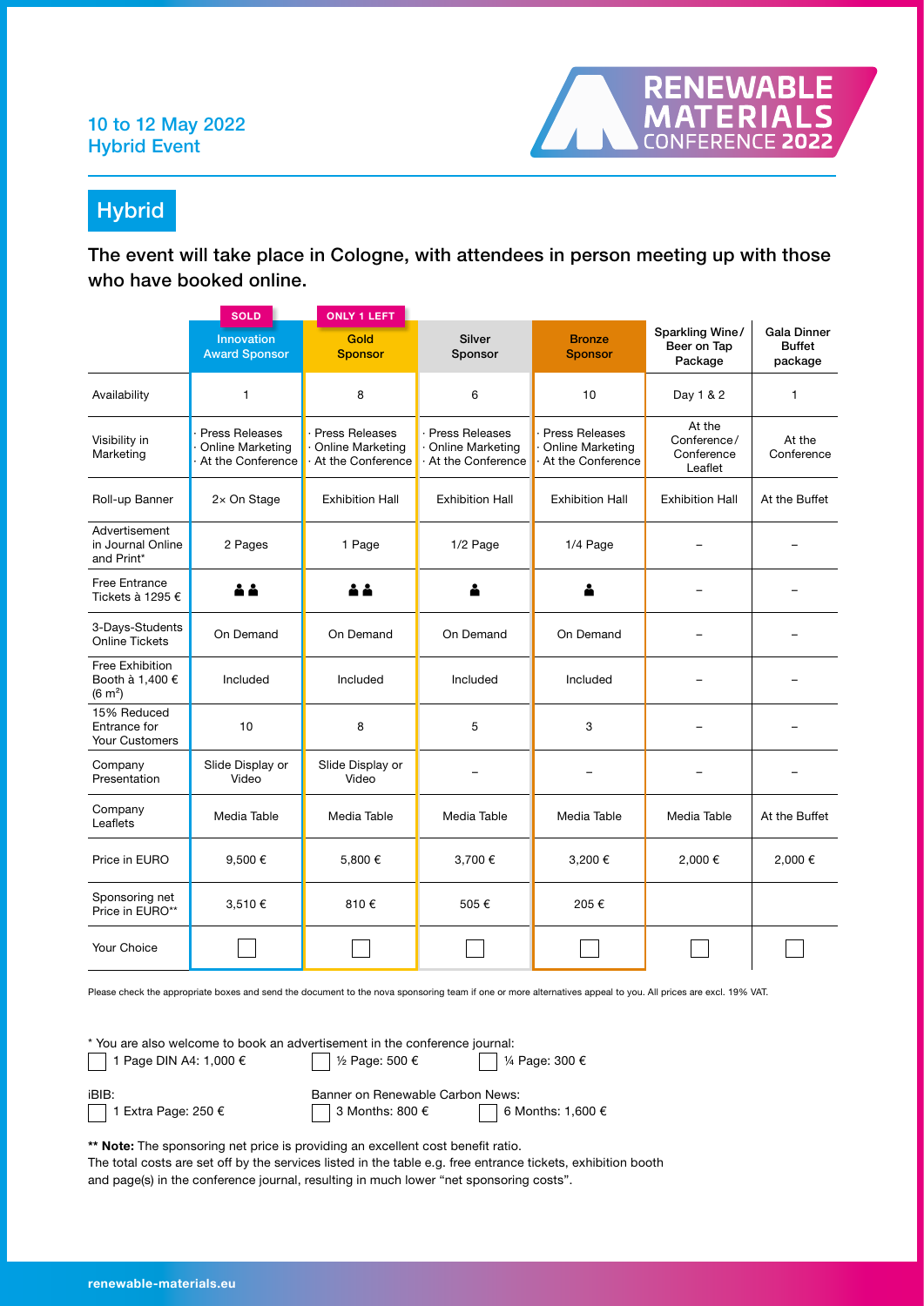10 to 12 May 2022
Hybrid Event

RENEWABLE MATERIALS CONFERENCE 2022

# Hybrid

**The event will take place in Cologne, with attendees in person meeting up with those who have booked online.**

| | Innovation Award Sponsor (SOLD) | Gold Sponsor (ONLY 1 LEFT) | Silver Sponsor | Bronze Sponsor | Sparkling Wine/ Beer on Tap Package | Gala Dinner Buffet package |
|---|---|---|---|---|---|---|
| Availability | 1 | 8 | 6 | 10 | Day 1 & 2 | 1 |
| Visibility in Marketing | · Press Releases · Online Marketing · At the Conference | · Press Releases · Online Marketing · At the Conference | · Press Releases · Online Marketing · At the Conference | · Press Releases · Online Marketing · At the Conference | At the Conference/ Conference Leaflet | At the Conference |
| Roll-up Banner | 2× On Stage | Exhibition Hall | Exhibition Hall | Exhibition Hall | Exhibition Hall | At the Buffet |
| Advertisement in Journal Online and Print* | 2 Pages | 1 Page | 1/2 Page | 1/4 Page | – | – |
| Free Entrance Tickets à 1295 € | 2 | 2 | 1 | 1 | – | – |
| 3-Days-Students Online Tickets | On Demand | On Demand | On Demand | On Demand | – | – |
| Free Exhibition Booth à 1,400 € ($6\ m^2$) | Included | Included | Included | Included | – | – |
| 15% Reduced Entrance for Your Customers | 10 | 8 | 5 | 3 | – | – |
| Company Presentation | Slide Display or Video | Slide Display or Video | – | – | – | – |
| Company Leaflets | Media Table | Media Table | Media Table | Media Table | Media Table | At the Buffet |
| Price in EURO | 9,500 € | 5,800 € | 3,700 € | 3,200 € | 2,000 € | 2,000 € |
| Sponsoring net Price in EURO** | 3,510 € | 810 € | 505 € | 205 € | | |
| Your Choice | ☐ | ☐ | ☐ | ☐ | ☐ | ☐ |

Please check the appropriate boxes and send the document to the nova sponsoring team if one or more alternatives appeal to you. All prices are excl. 19% VAT.

\* You are also welcome to book an advertisement in the conference journal:

☐ 1 Page DIN A4: 1,000 €     ☐ ½ Page: 500 €     ☐ ¼ Page: 300 €

iBIB:

☐ 1 Extra Page: 250 €

Banner on Renewable Carbon News:

☐ 3 Months: 800 €     ☐ 6 Months: 1,600 €

**\*\* Note:** The sponsoring net price is providing an excellent cost benefit ratio.
The total costs are set off by the services listed in the table e.g. free entrance tickets, exhibition booth and page(s) in the conference journal, resulting in much lower "net sponsoring costs".

renewable-materials.eu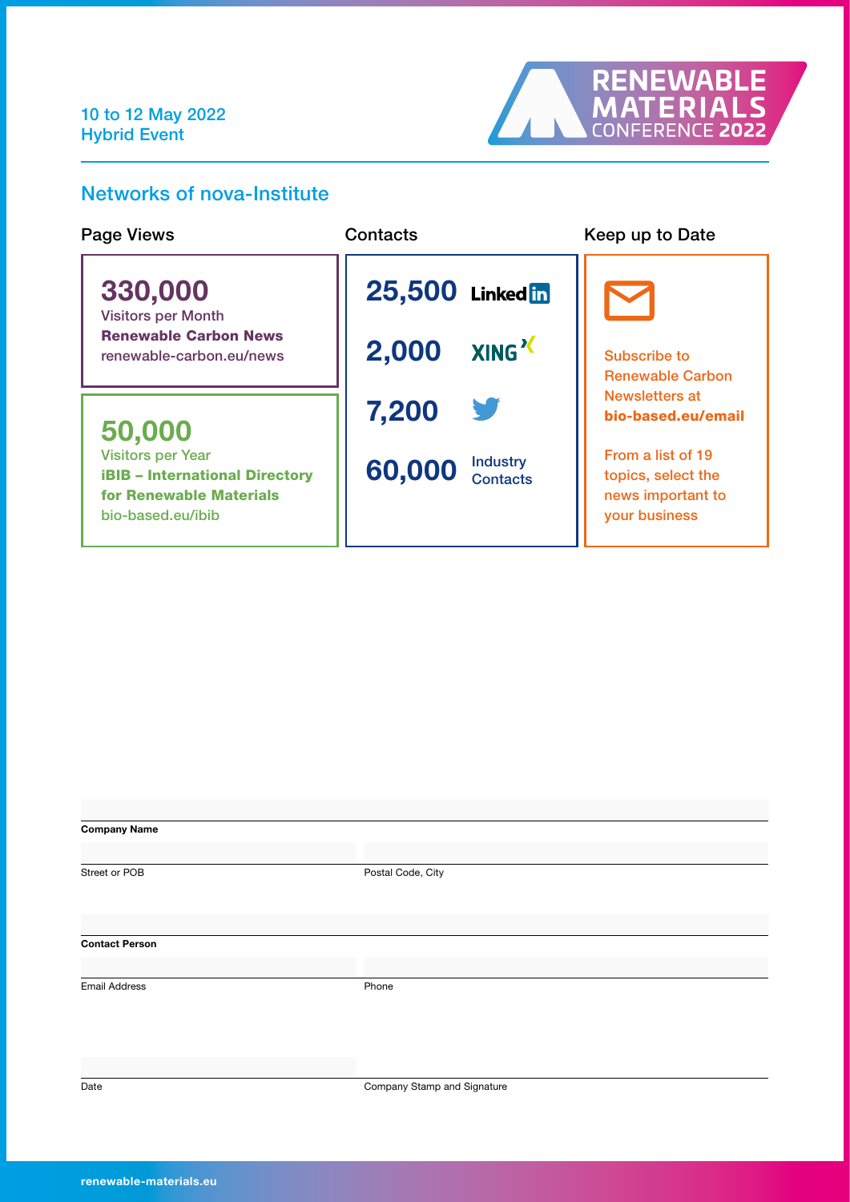10 to 12 May 2022
Hybrid Event

RENEWABLE MATERIALS CONFERENCE 2022

## Networks of nova-Institute

### Page Views

**330,000**
Visitors per Month
**Renewable Carbon News**
renewable-carbon.eu/news

**50,000**
Visitors per Year
**iBIB – International Directory for Renewable Materials**
bio-based.eu/ibib

### Contacts

**25,500** LinkedIn

**2,000** XING

**7,200** Twitter

**60,000** Industry Contacts

### Keep up to Date

Subscribe to Renewable Carbon Newsletters at **bio-based.eu/email**

From a list of 19 topics, select the news important to your business

**Company Name**

Street or POB | Postal Code, City

**Contact Person**

Email Address | Phone

Date | Company Stamp and Signature

renewable-materials.eu